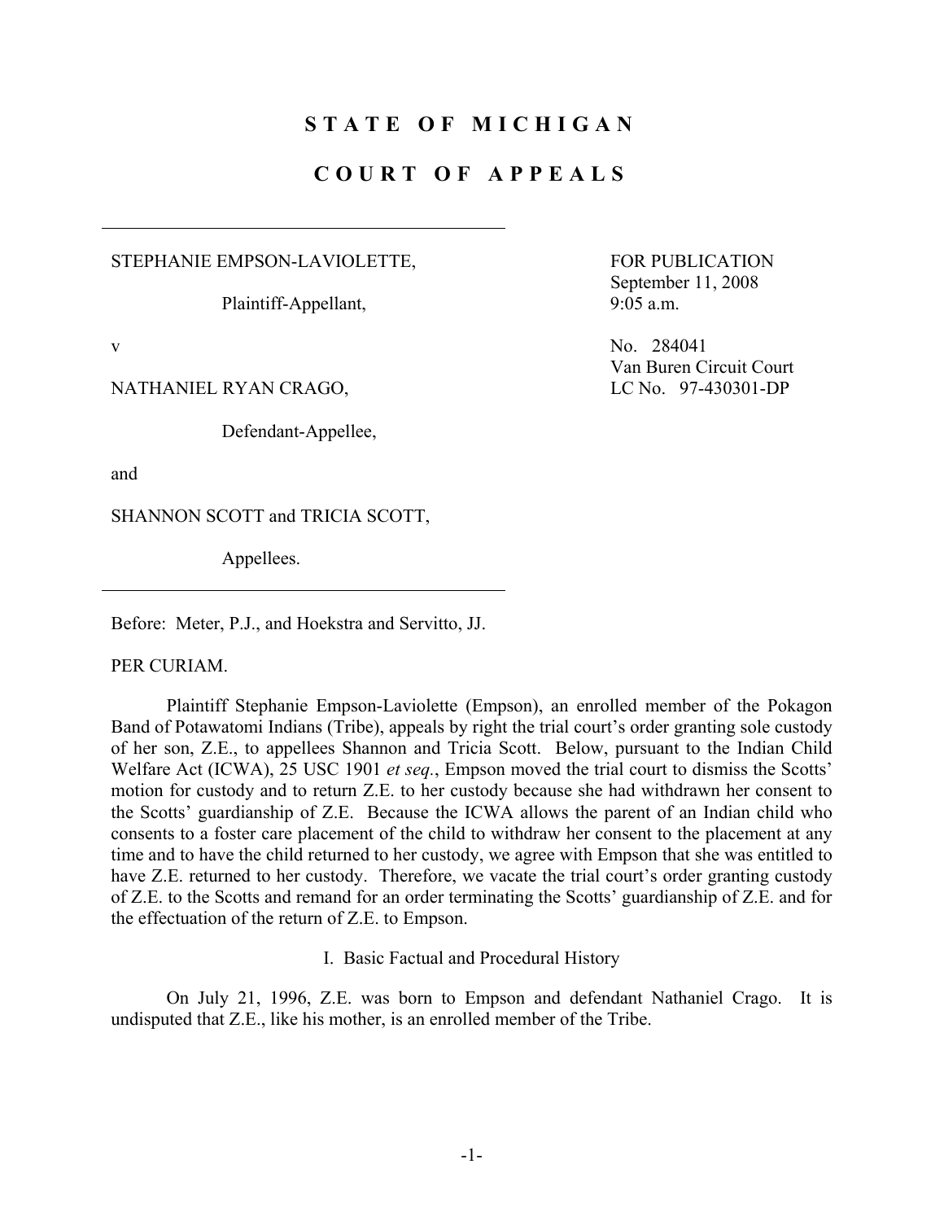# STATE OF MICHIGAN

# COURT OF APPEALS

STEPHANIE EMPSON-LAVIOLETTE,

Plaintiff-Appellant,

v

NATHANIEL RYAN CRAGO,

Defendant-Appellee,

and

SHANNON SCOTT and TRICIA SCOTT,

Appellees.

FOR PUBLICATION
September 11, 2008
9:05 a.m.

No. 284041
Van Buren Circuit Court
LC No. 97-430301-DP

Before: Meter, P.J., and Hoekstra and Servitto, JJ.

PER CURIAM.

Plaintiff Stephanie Empson-Laviolette (Empson), an enrolled member of the Pokagon Band of Potawatomi Indians (Tribe), appeals by right the trial court's order granting sole custody of her son, Z.E., to appellees Shannon and Tricia Scott. Below, pursuant to the Indian Child Welfare Act (ICWA), 25 USC 1901 *et seq.*, Empson moved the trial court to dismiss the Scotts' motion for custody and to return Z.E. to her custody because she had withdrawn her consent to the Scotts' guardianship of Z.E. Because the ICWA allows the parent of an Indian child who consents to a foster care placement of the child to withdraw her consent to the placement at any time and to have the child returned to her custody, we agree with Empson that she was entitled to have Z.E. returned to her custody. Therefore, we vacate the trial court's order granting custody of Z.E. to the Scotts and remand for an order terminating the Scotts' guardianship of Z.E. and for the effectuation of the return of Z.E. to Empson.

## I. Basic Factual and Procedural History

On July 21, 1996, Z.E. was born to Empson and defendant Nathaniel Crago. It is undisputed that Z.E., like his mother, is an enrolled member of the Tribe.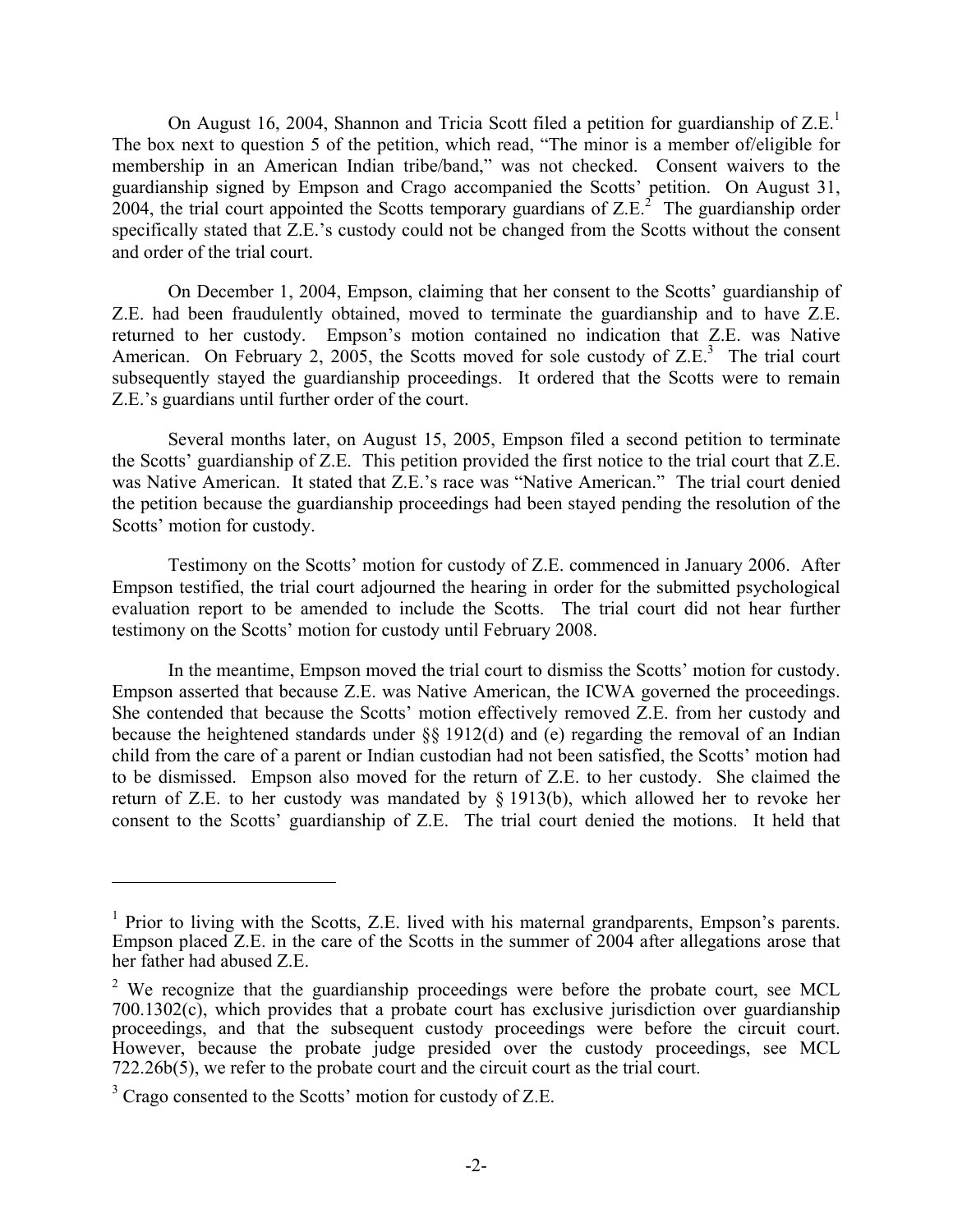On August 16, 2004, Shannon and Tricia Scott filed a petition for guardianship of Z.E.[1] The box next to question 5 of the petition, which read, "The minor is a member of/eligible for membership in an American Indian tribe/band," was not checked. Consent waivers to the guardianship signed by Empson and Crago accompanied the Scotts' petition. On August 31, 2004, the trial court appointed the Scotts temporary guardians of Z.E.[2] The guardianship order specifically stated that Z.E.'s custody could not be changed from the Scotts without the consent and order of the trial court.

On December 1, 2004, Empson, claiming that her consent to the Scotts' guardianship of Z.E. had been fraudulently obtained, moved to terminate the guardianship and to have Z.E. returned to her custody. Empson's motion contained no indication that Z.E. was Native American. On February 2, 2005, the Scotts moved for sole custody of Z.E.[3] The trial court subsequently stayed the guardianship proceedings. It ordered that the Scotts were to remain Z.E.'s guardians until further order of the court.

Several months later, on August 15, 2005, Empson filed a second petition to terminate the Scotts' guardianship of Z.E. This petition provided the first notice to the trial court that Z.E. was Native American. It stated that Z.E.'s race was "Native American." The trial court denied the petition because the guardianship proceedings had been stayed pending the resolution of the Scotts' motion for custody.

Testimony on the Scotts' motion for custody of Z.E. commenced in January 2006. After Empson testified, the trial court adjourned the hearing in order for the submitted psychological evaluation report to be amended to include the Scotts. The trial court did not hear further testimony on the Scotts' motion for custody until February 2008.

In the meantime, Empson moved the trial court to dismiss the Scotts' motion for custody. Empson asserted that because Z.E. was Native American, the ICWA governed the proceedings. She contended that because the Scotts' motion effectively removed Z.E. from her custody and because the heightened standards under §§ 1912(d) and (e) regarding the removal of an Indian child from the care of a parent or Indian custodian had not been satisfied, the Scotts' motion had to be dismissed. Empson also moved for the return of Z.E. to her custody. She claimed the return of Z.E. to her custody was mandated by § 1913(b), which allowed her to revoke her consent to the Scotts' guardianship of Z.E. The trial court denied the motions. It held that

---

[1] Prior to living with the Scotts, Z.E. lived with his maternal grandparents, Empson's parents. Empson placed Z.E. in the care of the Scotts in the summer of 2004 after allegations arose that her father had abused Z.E.

[2] We recognize that the guardianship proceedings were before the probate court, see MCL 700.1302(c), which provides that a probate court has exclusive jurisdiction over guardianship proceedings, and that the subsequent custody proceedings were before the circuit court. However, because the probate judge presided over the custody proceedings, see MCL 722.26b(5), we refer to the probate court and the circuit court as the trial court.

[3] Crago consented to the Scotts' motion for custody of Z.E.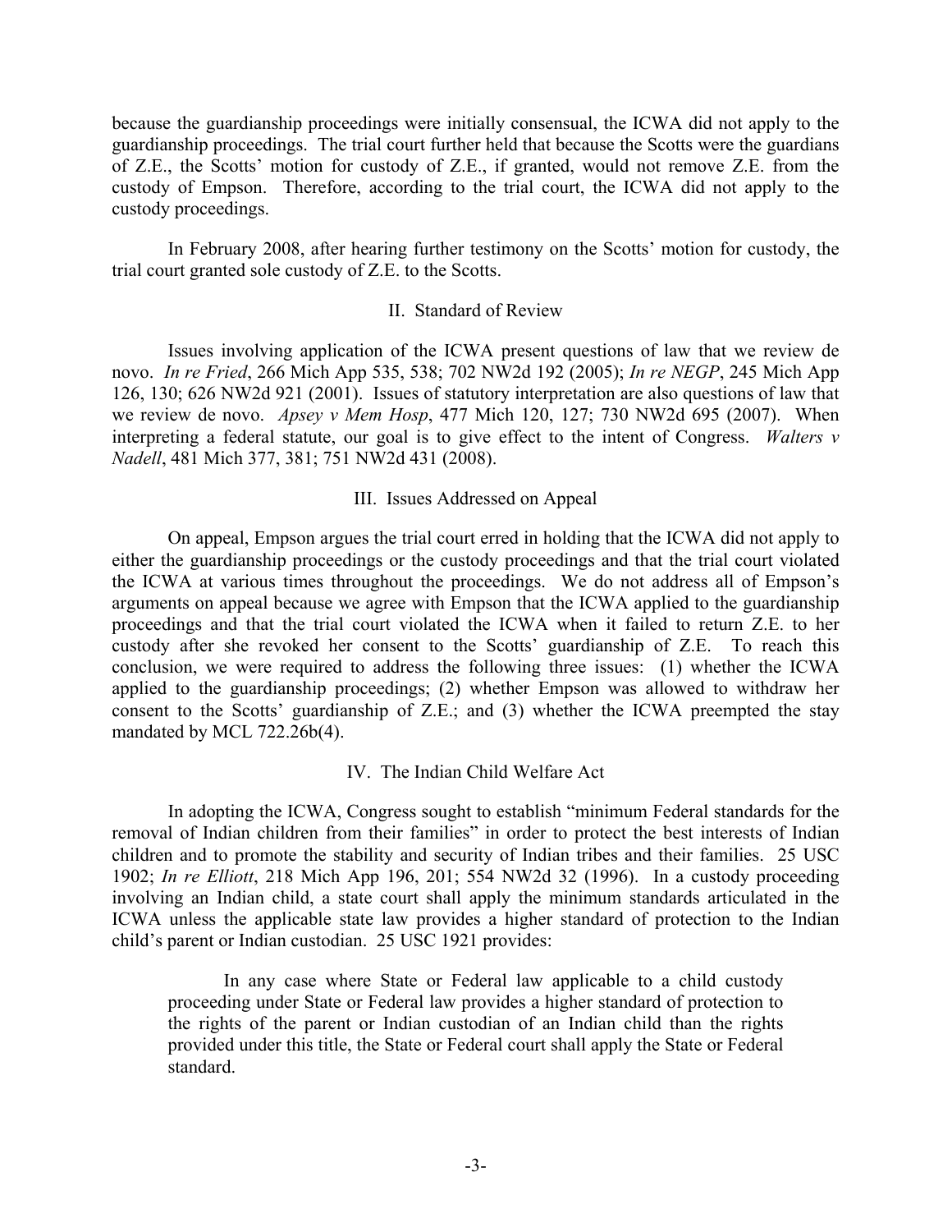because the guardianship proceedings were initially consensual, the ICWA did not apply to the guardianship proceedings. The trial court further held that because the Scotts were the guardians of Z.E., the Scotts' motion for custody of Z.E., if granted, would not remove Z.E. from the custody of Empson. Therefore, according to the trial court, the ICWA did not apply to the custody proceedings.

In February 2008, after hearing further testimony on the Scotts' motion for custody, the trial court granted sole custody of Z.E. to the Scotts.

## II. Standard of Review

Issues involving application of the ICWA present questions of law that we review de novo. *In re Fried*, 266 Mich App 535, 538; 702 NW2d 192 (2005); *In re NEGP*, 245 Mich App 126, 130; 626 NW2d 921 (2001). Issues of statutory interpretation are also questions of law that we review de novo. *Apsey v Mem Hosp*, 477 Mich 120, 127; 730 NW2d 695 (2007). When interpreting a federal statute, our goal is to give effect to the intent of Congress. *Walters v Nadell*, 481 Mich 377, 381; 751 NW2d 431 (2008).

## III. Issues Addressed on Appeal

On appeal, Empson argues the trial court erred in holding that the ICWA did not apply to either the guardianship proceedings or the custody proceedings and that the trial court violated the ICWA at various times throughout the proceedings. We do not address all of Empson's arguments on appeal because we agree with Empson that the ICWA applied to the guardianship proceedings and that the trial court violated the ICWA when it failed to return Z.E. to her custody after she revoked her consent to the Scotts' guardianship of Z.E. To reach this conclusion, we were required to address the following three issues: (1) whether the ICWA applied to the guardianship proceedings; (2) whether Empson was allowed to withdraw her consent to the Scotts' guardianship of Z.E.; and (3) whether the ICWA preempted the stay mandated by MCL 722.26b(4).

## IV. The Indian Child Welfare Act

In adopting the ICWA, Congress sought to establish "minimum Federal standards for the removal of Indian children from their families" in order to protect the best interests of Indian children and to promote the stability and security of Indian tribes and their families. 25 USC 1902; *In re Elliott*, 218 Mich App 196, 201; 554 NW2d 32 (1996). In a custody proceeding involving an Indian child, a state court shall apply the minimum standards articulated in the ICWA unless the applicable state law provides a higher standard of protection to the Indian child's parent or Indian custodian. 25 USC 1921 provides:

> In any case where State or Federal law applicable to a child custody proceeding under State or Federal law provides a higher standard of protection to the rights of the parent or Indian custodian of an Indian child than the rights provided under this title, the State or Federal court shall apply the State or Federal standard.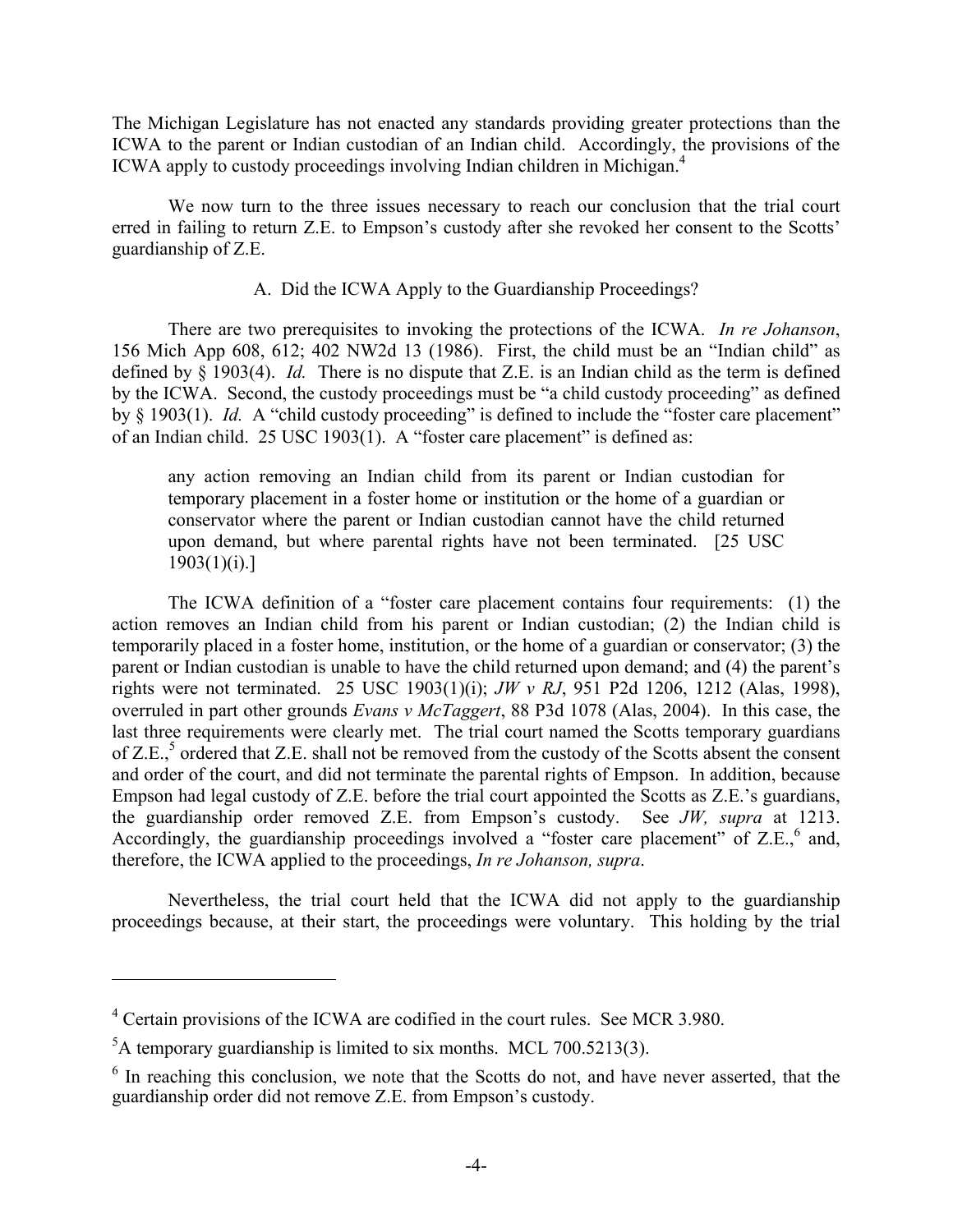The Michigan Legislature has not enacted any standards providing greater protections than the ICWA to the parent or Indian custodian of an Indian child. Accordingly, the provisions of the ICWA apply to custody proceedings involving Indian children in Michigan.[4]

We now turn to the three issues necessary to reach our conclusion that the trial court erred in failing to return Z.E. to Empson's custody after she revoked her consent to the Scotts' guardianship of Z.E.

### A. Did the ICWA Apply to the Guardianship Proceedings?

There are two prerequisites to invoking the protections of the ICWA. *In re Johanson*, 156 Mich App 608, 612; 402 NW2d 13 (1986). First, the child must be an "Indian child" as defined by § 1903(4). *Id.* There is no dispute that Z.E. is an Indian child as the term is defined by the ICWA. Second, the custody proceedings must be "a child custody proceeding" as defined by § 1903(1). *Id.* A "child custody proceeding" is defined to include the "foster care placement" of an Indian child. 25 USC 1903(1). A "foster care placement" is defined as:

> any action removing an Indian child from its parent or Indian custodian for temporary placement in a foster home or institution or the home of a guardian or conservator where the parent or Indian custodian cannot have the child returned upon demand, but where parental rights have not been terminated. [25 USC 1903(1)(i).]

The ICWA definition of a "foster care placement contains four requirements: (1) the action removes an Indian child from his parent or Indian custodian; (2) the Indian child is temporarily placed in a foster home, institution, or the home of a guardian or conservator; (3) the parent or Indian custodian is unable to have the child returned upon demand; and (4) the parent's rights were not terminated. 25 USC 1903(1)(i); *JW v RJ*, 951 P2d 1206, 1212 (Alas, 1998), overruled in part other grounds *Evans v McTaggert*, 88 P3d 1078 (Alas, 2004). In this case, the last three requirements were clearly met. The trial court named the Scotts temporary guardians of Z.E.,[5] ordered that Z.E. shall not be removed from the custody of the Scotts absent the consent and order of the court, and did not terminate the parental rights of Empson. In addition, because Empson had legal custody of Z.E. before the trial court appointed the Scotts as Z.E.'s guardians, the guardianship order removed Z.E. from Empson's custody. See *JW, supra* at 1213. Accordingly, the guardianship proceedings involved a "foster care placement" of Z.E.,[6] and, therefore, the ICWA applied to the proceedings, *In re Johanson, supra*.

Nevertheless, the trial court held that the ICWA did not apply to the guardianship proceedings because, at their start, the proceedings were voluntary. This holding by the trial

---

[4] Certain provisions of the ICWA are codified in the court rules. See MCR 3.980.

[5] A temporary guardianship is limited to six months. MCL 700.5213(3).

[6] In reaching this conclusion, we note that the Scotts do not, and have never asserted, that the guardianship order did not remove Z.E. from Empson's custody.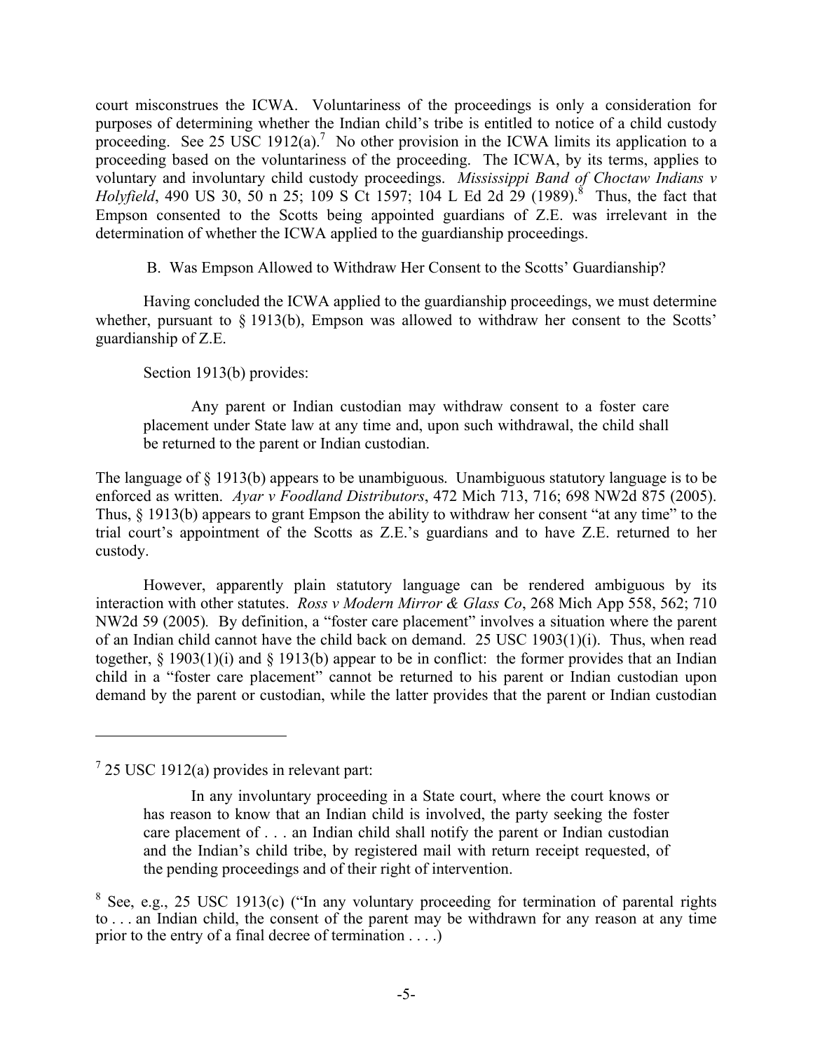court misconstrues the ICWA. Voluntariness of the proceedings is only a consideration for purposes of determining whether the Indian child's tribe is entitled to notice of a child custody proceeding. See 25 USC 1912(a).[7] No other provision in the ICWA limits its application to a proceeding based on the voluntariness of the proceeding. The ICWA, by its terms, applies to voluntary and involuntary child custody proceedings. *Mississippi Band of Choctaw Indians v Holyfield*, 490 US 30, 50 n 25; 109 S Ct 1597; 104 L Ed 2d 29 (1989).[8] Thus, the fact that Empson consented to the Scotts being appointed guardians of Z.E. was irrelevant in the determination of whether the ICWA applied to the guardianship proceedings.

B. Was Empson Allowed to Withdraw Her Consent to the Scotts' Guardianship?

Having concluded the ICWA applied to the guardianship proceedings, we must determine whether, pursuant to § 1913(b), Empson was allowed to withdraw her consent to the Scotts' guardianship of Z.E.

Section 1913(b) provides:

> Any parent or Indian custodian may withdraw consent to a foster care placement under State law at any time and, upon such withdrawal, the child shall be returned to the parent or Indian custodian.

The language of § 1913(b) appears to be unambiguous. Unambiguous statutory language is to be enforced as written. *Ayar v Foodland Distributors*, 472 Mich 713, 716; 698 NW2d 875 (2005). Thus, § 1913(b) appears to grant Empson the ability to withdraw her consent "at any time" to the trial court's appointment of the Scotts as Z.E.'s guardians and to have Z.E. returned to her custody.

However, apparently plain statutory language can be rendered ambiguous by its interaction with other statutes. *Ross v Modern Mirror & Glass Co*, 268 Mich App 558, 562; 710 NW2d 59 (2005). By definition, a "foster care placement" involves a situation where the parent of an Indian child cannot have the child back on demand. 25 USC 1903(1)(i). Thus, when read together, § 1903(1)(i) and § 1913(b) appear to be in conflict: the former provides that an Indian child in a "foster care placement" cannot be returned to his parent or Indian custodian upon demand by the parent or custodian, while the latter provides that the parent or Indian custodian

---

[7] 25 USC 1912(a) provides in relevant part:

> In any involuntary proceeding in a State court, where the court knows or has reason to know that an Indian child is involved, the party seeking the foster care placement of . . . an Indian child shall notify the parent or Indian custodian and the Indian's child tribe, by registered mail with return receipt requested, of the pending proceedings and of their right of intervention.

[8] See, e.g., 25 USC 1913(c) ("In any voluntary proceeding for termination of parental rights to . . . an Indian child, the consent of the parent may be withdrawn for any reason at any time prior to the entry of a final decree of termination . . . .)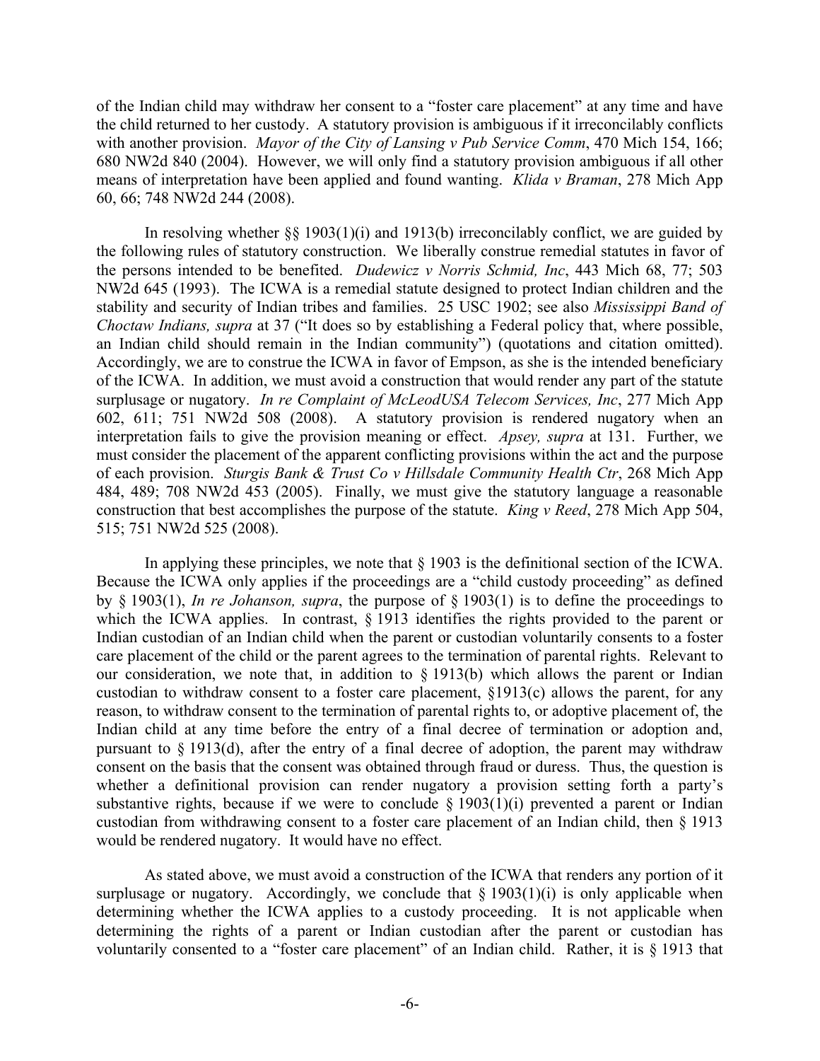of the Indian child may withdraw her consent to a "foster care placement" at any time and have the child returned to her custody. A statutory provision is ambiguous if it irreconcilably conflicts with another provision. *Mayor of the City of Lansing v Pub Service Comm*, 470 Mich 154, 166; 680 NW2d 840 (2004). However, we will only find a statutory provision ambiguous if all other means of interpretation have been applied and found wanting. *Klida v Braman*, 278 Mich App 60, 66; 748 NW2d 244 (2008).

In resolving whether §§ 1903(1)(i) and 1913(b) irreconcilably conflict, we are guided by the following rules of statutory construction. We liberally construe remedial statutes in favor of the persons intended to be benefited. *Dudewicz v Norris Schmid, Inc*, 443 Mich 68, 77; 503 NW2d 645 (1993). The ICWA is a remedial statute designed to protect Indian children and the stability and security of Indian tribes and families. 25 USC 1902; see also *Mississippi Band of Choctaw Indians, supra* at 37 ("It does so by establishing a Federal policy that, where possible, an Indian child should remain in the Indian community") (quotations and citation omitted). Accordingly, we are to construe the ICWA in favor of Empson, as she is the intended beneficiary of the ICWA. In addition, we must avoid a construction that would render any part of the statute surplusage or nugatory. *In re Complaint of McLeodUSA Telecom Services, Inc*, 277 Mich App 602, 611; 751 NW2d 508 (2008). A statutory provision is rendered nugatory when an interpretation fails to give the provision meaning or effect. *Apsey, supra* at 131. Further, we must consider the placement of the apparent conflicting provisions within the act and the purpose of each provision. *Sturgis Bank & Trust Co v Hillsdale Community Health Ctr*, 268 Mich App 484, 489; 708 NW2d 453 (2005). Finally, we must give the statutory language a reasonable construction that best accomplishes the purpose of the statute. *King v Reed*, 278 Mich App 504, 515; 751 NW2d 525 (2008).

In applying these principles, we note that § 1903 is the definitional section of the ICWA. Because the ICWA only applies if the proceedings are a "child custody proceeding" as defined by § 1903(1), *In re Johanson, supra*, the purpose of § 1903(1) is to define the proceedings to which the ICWA applies. In contrast, § 1913 identifies the rights provided to the parent or Indian custodian of an Indian child when the parent or custodian voluntarily consents to a foster care placement of the child or the parent agrees to the termination of parental rights. Relevant to our consideration, we note that, in addition to § 1913(b) which allows the parent or Indian custodian to withdraw consent to a foster care placement, §1913(c) allows the parent, for any reason, to withdraw consent to the termination of parental rights to, or adoptive placement of, the Indian child at any time before the entry of a final decree of termination or adoption and, pursuant to § 1913(d), after the entry of a final decree of adoption, the parent may withdraw consent on the basis that the consent was obtained through fraud or duress. Thus, the question is whether a definitional provision can render nugatory a provision setting forth a party's substantive rights, because if we were to conclude § 1903(1)(i) prevented a parent or Indian custodian from withdrawing consent to a foster care placement of an Indian child, then § 1913 would be rendered nugatory. It would have no effect.

As stated above, we must avoid a construction of the ICWA that renders any portion of it surplusage or nugatory. Accordingly, we conclude that § 1903(1)(i) is only applicable when determining whether the ICWA applies to a custody proceeding. It is not applicable when determining the rights of a parent or Indian custodian after the parent or custodian has voluntarily consented to a "foster care placement" of an Indian child. Rather, it is § 1913 that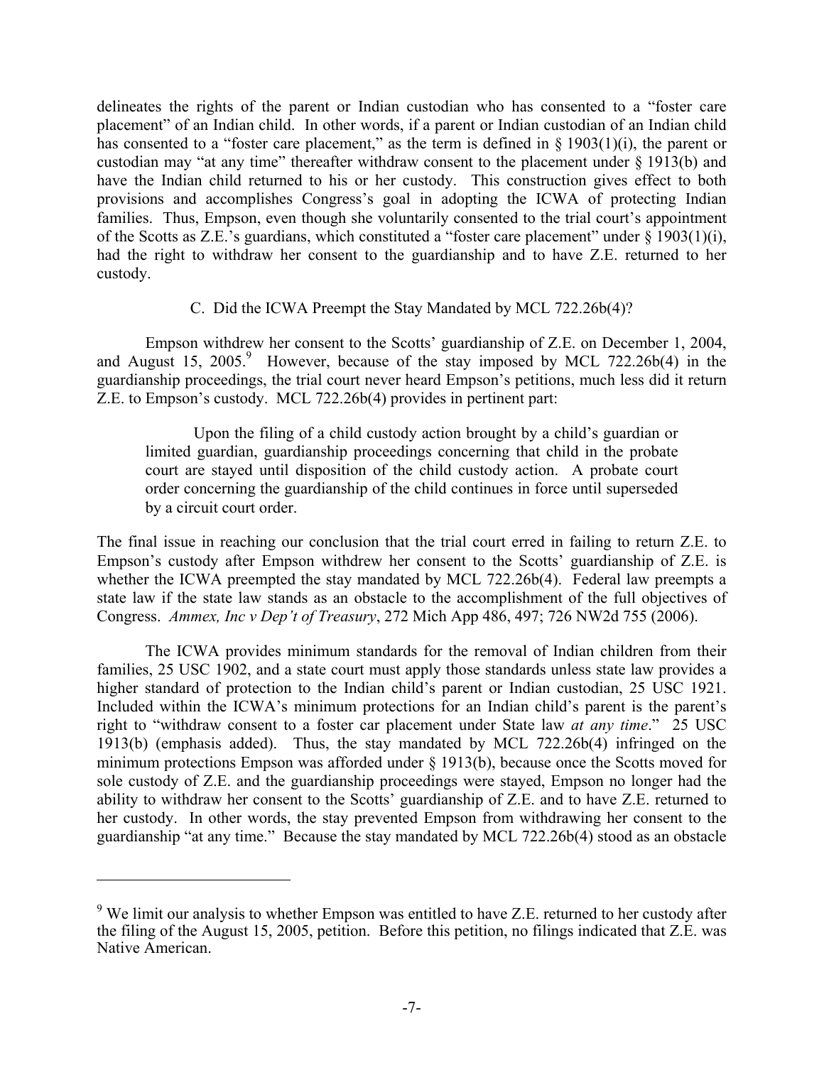delineates the rights of the parent or Indian custodian who has consented to a "foster care placement" of an Indian child. In other words, if a parent or Indian custodian of an Indian child has consented to a "foster care placement," as the term is defined in § 1903(1)(i), the parent or custodian may "at any time" thereafter withdraw consent to the placement under § 1913(b) and have the Indian child returned to his or her custody. This construction gives effect to both provisions and accomplishes Congress's goal in adopting the ICWA of protecting Indian families. Thus, Empson, even though she voluntarily consented to the trial court's appointment of the Scotts as Z.E.'s guardians, which constituted a "foster care placement" under § 1903(1)(i), had the right to withdraw her consent to the guardianship and to have Z.E. returned to her custody.

### C. Did the ICWA Preempt the Stay Mandated by MCL 722.26b(4)?

Empson withdrew her consent to the Scotts' guardianship of Z.E. on December 1, 2004, and August 15, 2005.[9] However, because of the stay imposed by MCL 722.26b(4) in the guardianship proceedings, the trial court never heard Empson's petitions, much less did it return Z.E. to Empson's custody. MCL 722.26b(4) provides in pertinent part:

> Upon the filing of a child custody action brought by a child's guardian or limited guardian, guardianship proceedings concerning that child in the probate court are stayed until disposition of the child custody action. A probate court order concerning the guardianship of the child continues in force until superseded by a circuit court order.

The final issue in reaching our conclusion that the trial court erred in failing to return Z.E. to Empson's custody after Empson withdrew her consent to the Scotts' guardianship of Z.E. is whether the ICWA preempted the stay mandated by MCL 722.26b(4). Federal law preempts a state law if the state law stands as an obstacle to the accomplishment of the full objectives of Congress. *Ammex, Inc v Dep't of Treasury*, 272 Mich App 486, 497; 726 NW2d 755 (2006).

The ICWA provides minimum standards for the removal of Indian children from their families, 25 USC 1902, and a state court must apply those standards unless state law provides a higher standard of protection to the Indian child's parent or Indian custodian, 25 USC 1921. Included within the ICWA's minimum protections for an Indian child's parent is the parent's right to "withdraw consent to a foster car placement under State law *at any time*." 25 USC 1913(b) (emphasis added). Thus, the stay mandated by MCL 722.26b(4) infringed on the minimum protections Empson was afforded under § 1913(b), because once the Scotts moved for sole custody of Z.E. and the guardianship proceedings were stayed, Empson no longer had the ability to withdraw her consent to the Scotts' guardianship of Z.E. and to have Z.E. returned to her custody. In other words, the stay prevented Empson from withdrawing her consent to the guardianship "at any time." Because the stay mandated by MCL 722.26b(4) stood as an obstacle

---

[9] We limit our analysis to whether Empson was entitled to have Z.E. returned to her custody after the filing of the August 15, 2005, petition. Before this petition, no filings indicated that Z.E. was Native American.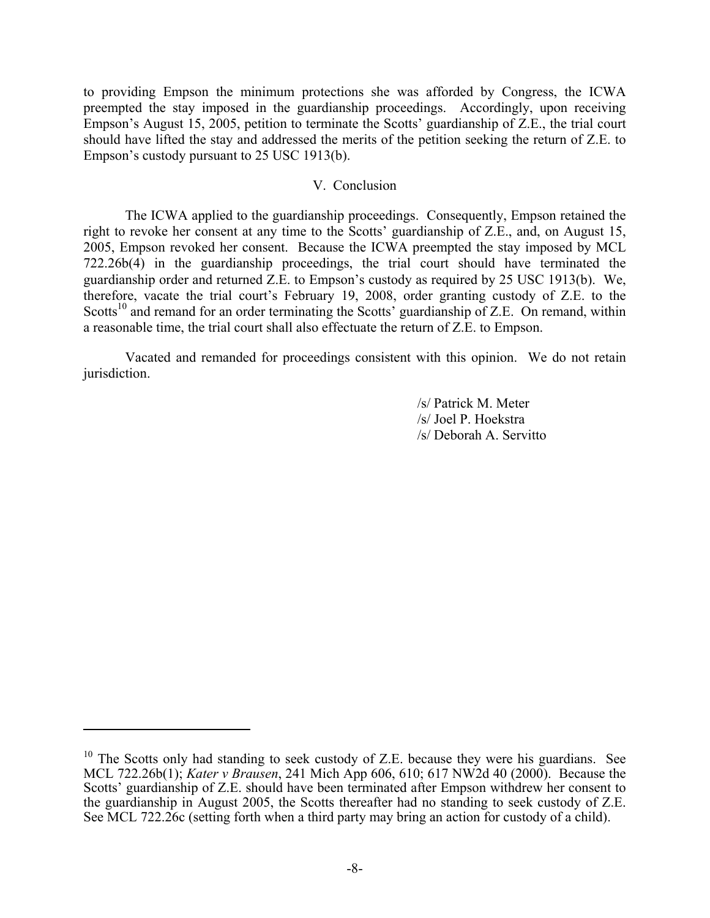to providing Empson the minimum protections she was afforded by Congress, the ICWA preempted the stay imposed in the guardianship proceedings. Accordingly, upon receiving Empson's August 15, 2005, petition to terminate the Scotts' guardianship of Z.E., the trial court should have lifted the stay and addressed the merits of the petition seeking the return of Z.E. to Empson's custody pursuant to 25 USC 1913(b).

## V. Conclusion

The ICWA applied to the guardianship proceedings. Consequently, Empson retained the right to revoke her consent at any time to the Scotts' guardianship of Z.E., and, on August 15, 2005, Empson revoked her consent. Because the ICWA preempted the stay imposed by MCL 722.26b(4) in the guardianship proceedings, the trial court should have terminated the guardianship order and returned Z.E. to Empson's custody as required by 25 USC 1913(b). We, therefore, vacate the trial court's February 19, 2008, order granting custody of Z.E. to the Scotts[10] and remand for an order terminating the Scotts' guardianship of Z.E. On remand, within a reasonable time, the trial court shall also effectuate the return of Z.E. to Empson.

Vacated and remanded for proceedings consistent with this opinion. We do not retain jurisdiction.

/s/ Patrick M. Meter
/s/ Joel P. Hoekstra
/s/ Deborah A. Servitto

---

[10] The Scotts only had standing to seek custody of Z.E. because they were his guardians. See MCL 722.26b(1); *Kater v Brausen*, 241 Mich App 606, 610; 617 NW2d 40 (2000). Because the Scotts' guardianship of Z.E. should have been terminated after Empson withdrew her consent to the guardianship in August 2005, the Scotts thereafter had no standing to seek custody of Z.E. See MCL 722.26c (setting forth when a third party may bring an action for custody of a child).